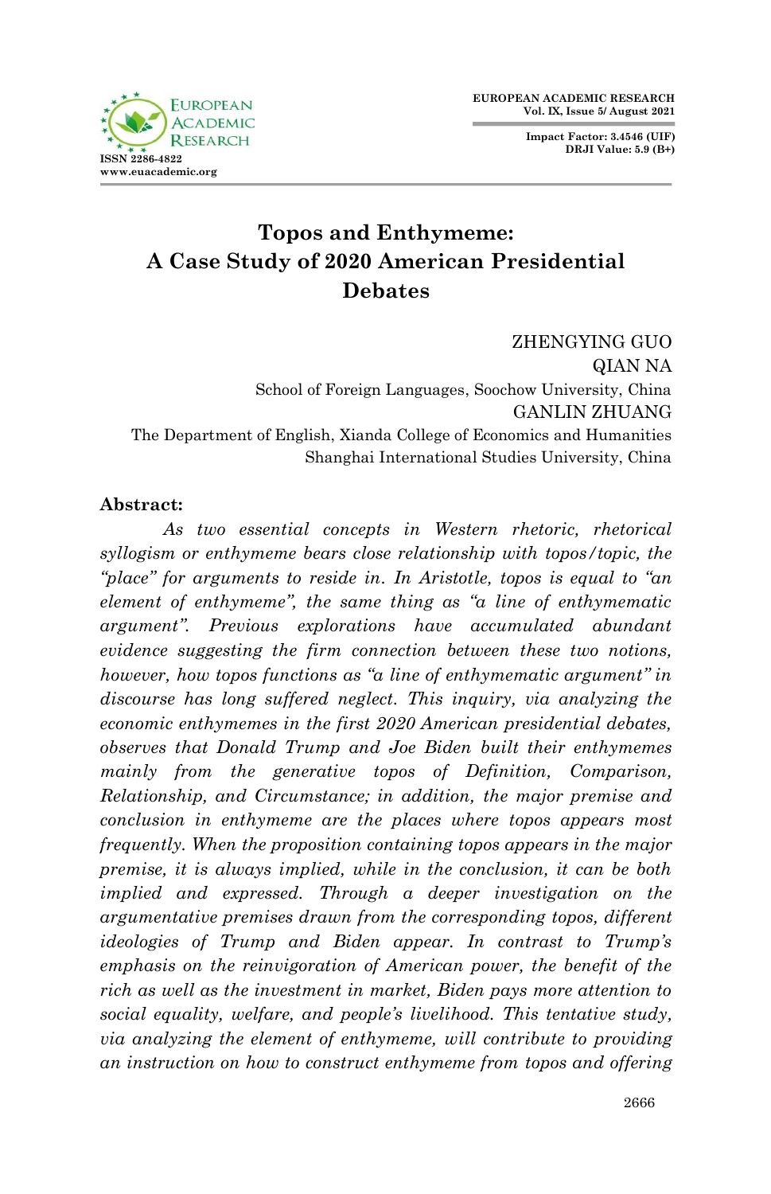# Topos and Enthymeme: A Case Study of 2020 American Presidential Debates

ZHENGYING GUO
QIAN NA
School of Foreign Languages, Soochow University, China
GANLIN ZHUANG
The Department of English, Xianda College of Economics and Humanities
Shanghai International Studies University, China

**Abstract:**

*As two essential concepts in Western rhetoric, rhetorical syllogism or enthymeme bears close relationship with topos/topic, the "place" for arguments to reside in. In Aristotle, topos is equal to "an element of enthymeme", the same thing as "a line of enthymematic argument". Previous explorations have accumulated abundant evidence suggesting the firm connection between these two notions, however, how topos functions as "a line of enthymematic argument" in discourse has long suffered neglect. This inquiry, via analyzing the economic enthymemes in the first 2020 American presidential debates, observes that Donald Trump and Joe Biden built their enthymemes mainly from the generative topos of Definition, Comparison, Relationship, and Circumstance; in addition, the major premise and conclusion in enthymeme are the places where topos appears most frequently. When the proposition containing topos appears in the major premise, it is always implied, while in the conclusion, it can be both implied and expressed. Through a deeper investigation on the argumentative premises drawn from the corresponding topos, different ideologies of Trump and Biden appear. In contrast to Trump's emphasis on the reinvigoration of American power, the benefit of the rich as well as the investment in market, Biden pays more attention to social equality, welfare, and people's livelihood. This tentative study, via analyzing the element of enthymeme, will contribute to providing an instruction on how to construct enthymeme from topos and offering*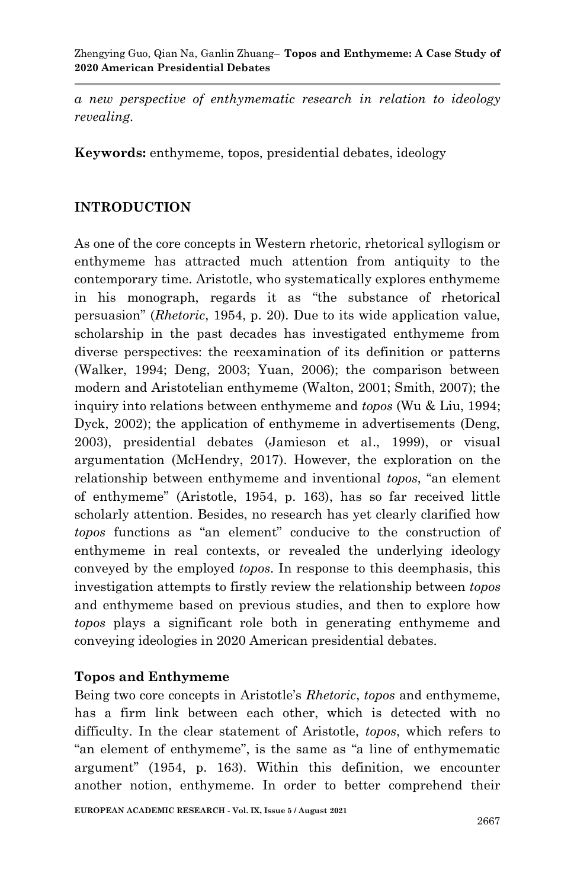*a new perspective of enthymematic research in relation to ideology revealing.*

**Keywords:** enthymeme, topos, presidential debates, ideology

## INTRODUCTION

As one of the core concepts in Western rhetoric, rhetorical syllogism or enthymeme has attracted much attention from antiquity to the contemporary time. Aristotle, who systematically explores enthymeme in his monograph, regards it as "the substance of rhetorical persuasion" (*Rhetoric*, 1954, p. 20). Due to its wide application value, scholarship in the past decades has investigated enthymeme from diverse perspectives: the reexamination of its definition or patterns (Walker, 1994; Deng, 2003; Yuan, 2006); the comparison between modern and Aristotelian enthymeme (Walton, 2001; Smith, 2007); the inquiry into relations between enthymeme and *topos* (Wu & Liu, 1994; Dyck, 2002); the application of enthymeme in advertisements (Deng, 2003), presidential debates (Jamieson et al., 1999), or visual argumentation (McHendry, 2017). However, the exploration on the relationship between enthymeme and inventional *topos*, "an element of enthymeme" (Aristotle, 1954, p. 163), has so far received little scholarly attention. Besides, no research has yet clearly clarified how *topos* functions as "an element" conducive to the construction of enthymeme in real contexts, or revealed the underlying ideology conveyed by the employed *topos*. In response to this deemphasis, this investigation attempts to firstly review the relationship between *topos* and enthymeme based on previous studies, and then to explore how *topos* plays a significant role both in generating enthymeme and conveying ideologies in 2020 American presidential debates.

### Topos and Enthymeme

Being two core concepts in Aristotle's *Rhetoric*, *topos* and enthymeme, has a firm link between each other, which is detected with no difficulty. In the clear statement of Aristotle, *topos*, which refers to "an element of enthymeme", is the same as "a line of enthymematic argument" (1954, p. 163). Within this definition, we encounter another notion, enthymeme. In order to better comprehend their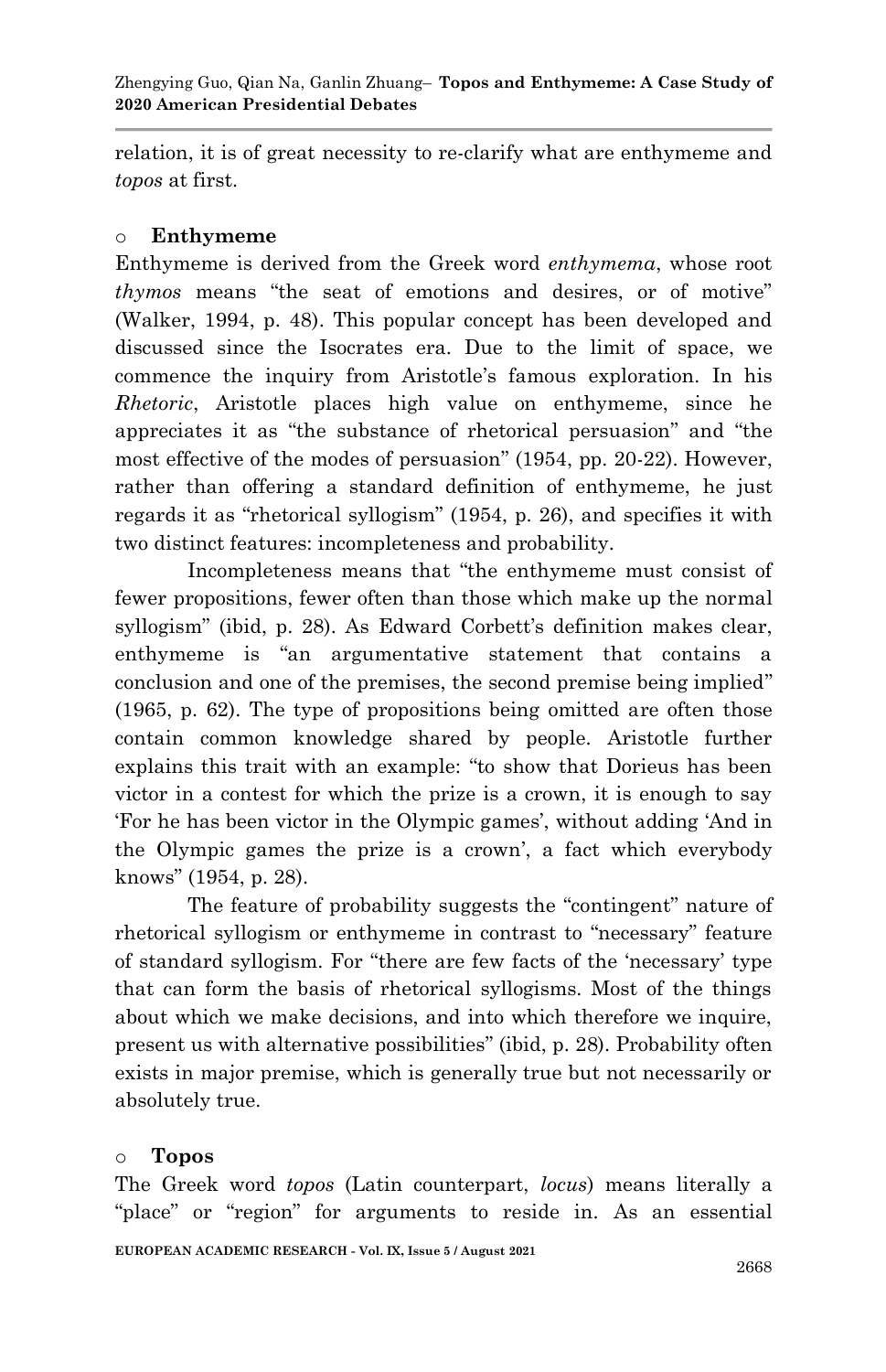relation, it is of great necessity to re-clarify what are enthymeme and *topos* at first.

### Enthymeme

Enthymeme is derived from the Greek word *enthymema*, whose root *thymos* means "the seat of emotions and desires, or of motive" (Walker, 1994, p. 48). This popular concept has been developed and discussed since the Isocrates era. Due to the limit of space, we commence the inquiry from Aristotle's famous exploration. In his *Rhetoric*, Aristotle places high value on enthymeme, since he appreciates it as "the substance of rhetorical persuasion" and "the most effective of the modes of persuasion" (1954, pp. 20-22). However, rather than offering a standard definition of enthymeme, he just regards it as "rhetorical syllogism" (1954, p. 26), and specifies it with two distinct features: incompleteness and probability.

Incompleteness means that "the enthymeme must consist of fewer propositions, fewer often than those which make up the normal syllogism" (ibid, p. 28). As Edward Corbett's definition makes clear, enthymeme is "an argumentative statement that contains a conclusion and one of the premises, the second premise being implied" (1965, p. 62). The type of propositions being omitted are often those contain common knowledge shared by people. Aristotle further explains this trait with an example: "to show that Dorieus has been victor in a contest for which the prize is a crown, it is enough to say 'For he has been victor in the Olympic games', without adding 'And in the Olympic games the prize is a crown', a fact which everybody knows" (1954, p. 28).

The feature of probability suggests the "contingent" nature of rhetorical syllogism or enthymeme in contrast to "necessary" feature of standard syllogism. For "there are few facts of the 'necessary' type that can form the basis of rhetorical syllogisms. Most of the things about which we make decisions, and into which therefore we inquire, present us with alternative possibilities" (ibid, p. 28). Probability often exists in major premise, which is generally true but not necessarily or absolutely true.

### Topos

The Greek word *topos* (Latin counterpart, *locus*) means literally a "place" or "region" for arguments to reside in. As an essential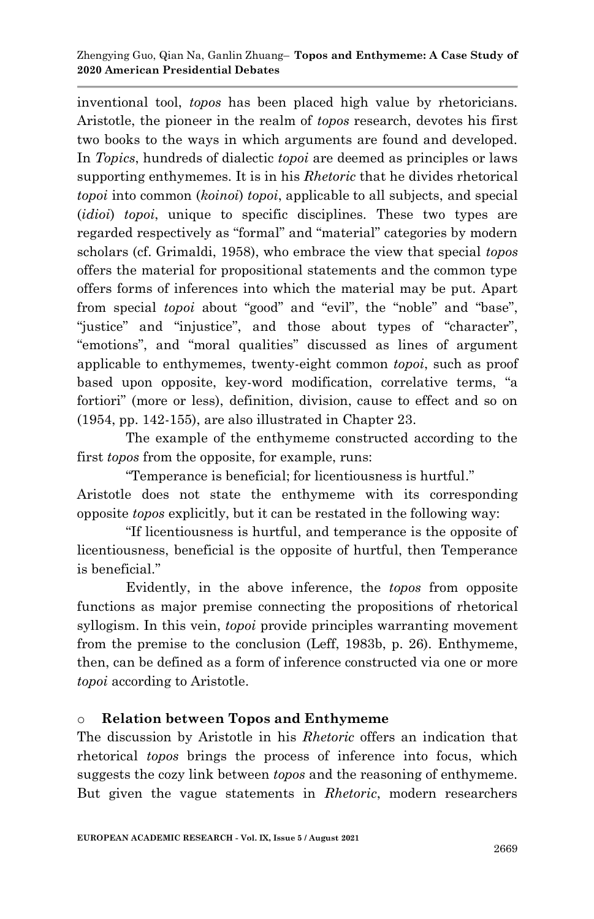inventional tool, *topos* has been placed high value by rhetoricians. Aristotle, the pioneer in the realm of *topos* research, devotes his first two books to the ways in which arguments are found and developed. In *Topics*, hundreds of dialectic *topoi* are deemed as principles or laws supporting enthymemes. It is in his *Rhetoric* that he divides rhetorical *topoi* into common (*koinoi*) *topoi*, applicable to all subjects, and special (*idioi*) *topoi*, unique to specific disciplines. These two types are regarded respectively as "formal" and "material" categories by modern scholars (cf. Grimaldi, 1958), who embrace the view that special *topos* offers the material for propositional statements and the common type offers forms of inferences into which the material may be put. Apart from special *topoi* about "good" and "evil", the "noble" and "base", "justice" and "injustice", and those about types of "character", "emotions", and "moral qualities" discussed as lines of argument applicable to enthymemes, twenty-eight common *topoi*, such as proof based upon opposite, key-word modification, correlative terms, "a fortiori" (more or less), definition, division, cause to effect and so on (1954, pp. 142-155), are also illustrated in Chapter 23.

The example of the enthymeme constructed according to the first *topos* from the opposite, for example, runs:

"Temperance is beneficial; for licentiousness is hurtful."

Aristotle does not state the enthymeme with its corresponding opposite *topos* explicitly, but it can be restated in the following way:

"If licentiousness is hurtful, and temperance is the opposite of licentiousness, beneficial is the opposite of hurtful, then Temperance is beneficial."

Evidently, in the above inference, the *topos* from opposite functions as major premise connecting the propositions of rhetorical syllogism. In this vein, *topoi* provide principles warranting movement from the premise to the conclusion (Leff, 1983b, p. 26). Enthymeme, then, can be defined as a form of inference constructed via one or more *topoi* according to Aristotle.

### Relation between Topos and Enthymeme

The discussion by Aristotle in his *Rhetoric* offers an indication that rhetorical *topos* brings the process of inference into focus, which suggests the cozy link between *topos* and the reasoning of enthymeme. But given the vague statements in *Rhetoric*, modern researchers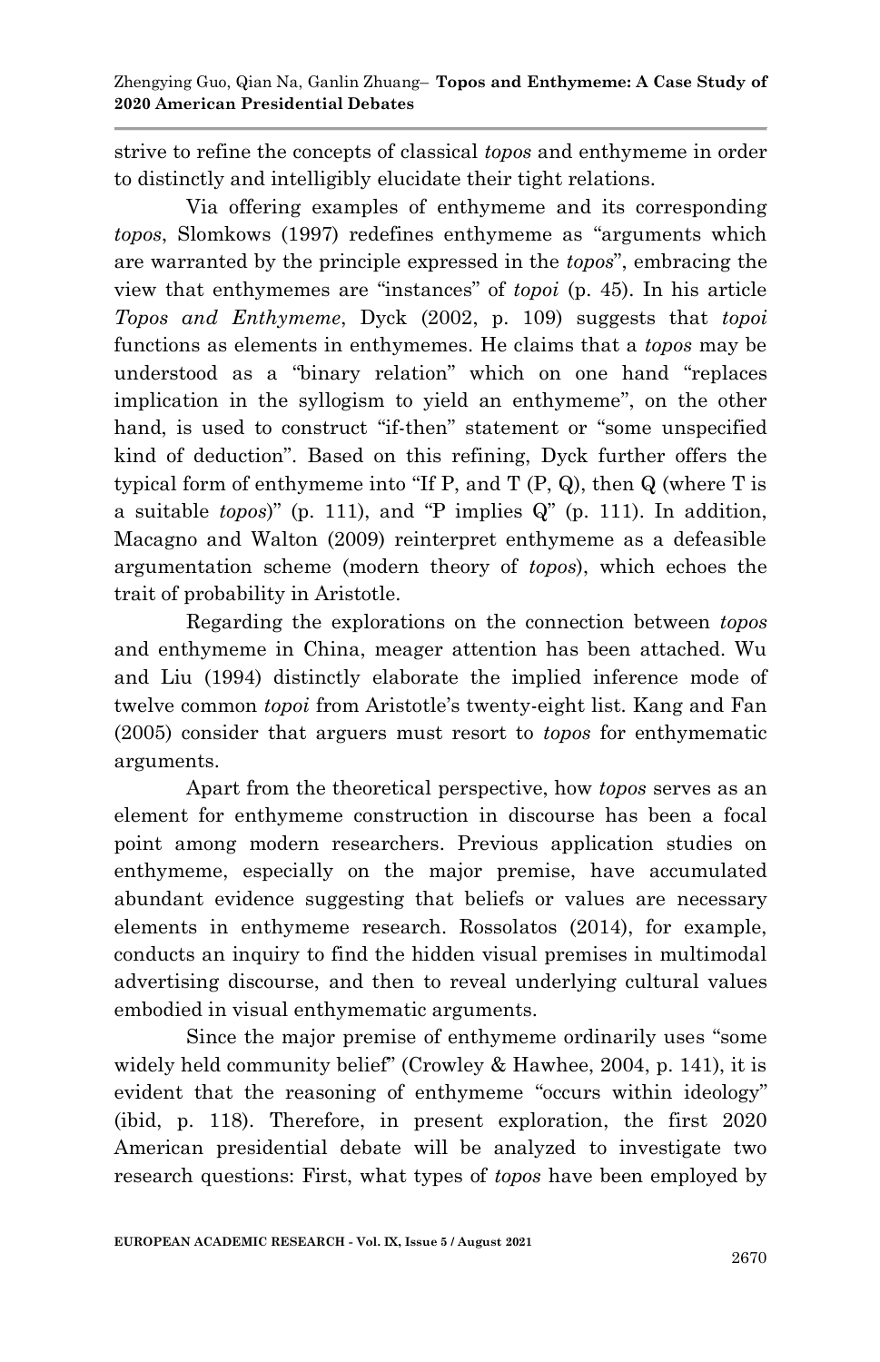strive to refine the concepts of classical *topos* and enthymeme in order to distinctly and intelligibly elucidate their tight relations.

Via offering examples of enthymeme and its corresponding *topos*, Slomkows (1997) redefines enthymeme as "arguments which are warranted by the principle expressed in the *topos*", embracing the view that enthymemes are "instances" of *topoi* (p. 45). In his article *Topos and Enthymeme*, Dyck (2002, p. 109) suggests that *topoi* functions as elements in enthymemes. He claims that a *topos* may be understood as a "binary relation" which on one hand "replaces implication in the syllogism to yield an enthymeme", on the other hand, is used to construct "if-then" statement or "some unspecified kind of deduction". Based on this refining, Dyck further offers the typical form of enthymeme into "If P, and T (P, Q), then Q (where T is a suitable *topos*)" (p. 111), and "P implies Q" (p. 111). In addition, Macagno and Walton (2009) reinterpret enthymeme as a defeasible argumentation scheme (modern theory of *topos*), which echoes the trait of probability in Aristotle.

Regarding the explorations on the connection between *topos* and enthymeme in China, meager attention has been attached. Wu and Liu (1994) distinctly elaborate the implied inference mode of twelve common *topoi* from Aristotle's twenty-eight list. Kang and Fan (2005) consider that arguers must resort to *topos* for enthymematic arguments.

Apart from the theoretical perspective, how *topos* serves as an element for enthymeme construction in discourse has been a focal point among modern researchers. Previous application studies on enthymeme, especially on the major premise, have accumulated abundant evidence suggesting that beliefs or values are necessary elements in enthymeme research. Rossolatos (2014), for example, conducts an inquiry to find the hidden visual premises in multimodal advertising discourse, and then to reveal underlying cultural values embodied in visual enthymematic arguments.

Since the major premise of enthymeme ordinarily uses "some widely held community belief" (Crowley & Hawhee, 2004, p. 141), it is evident that the reasoning of enthymeme "occurs within ideology" (ibid, p. 118). Therefore, in present exploration, the first 2020 American presidential debate will be analyzed to investigate two research questions: First, what types of *topos* have been employed by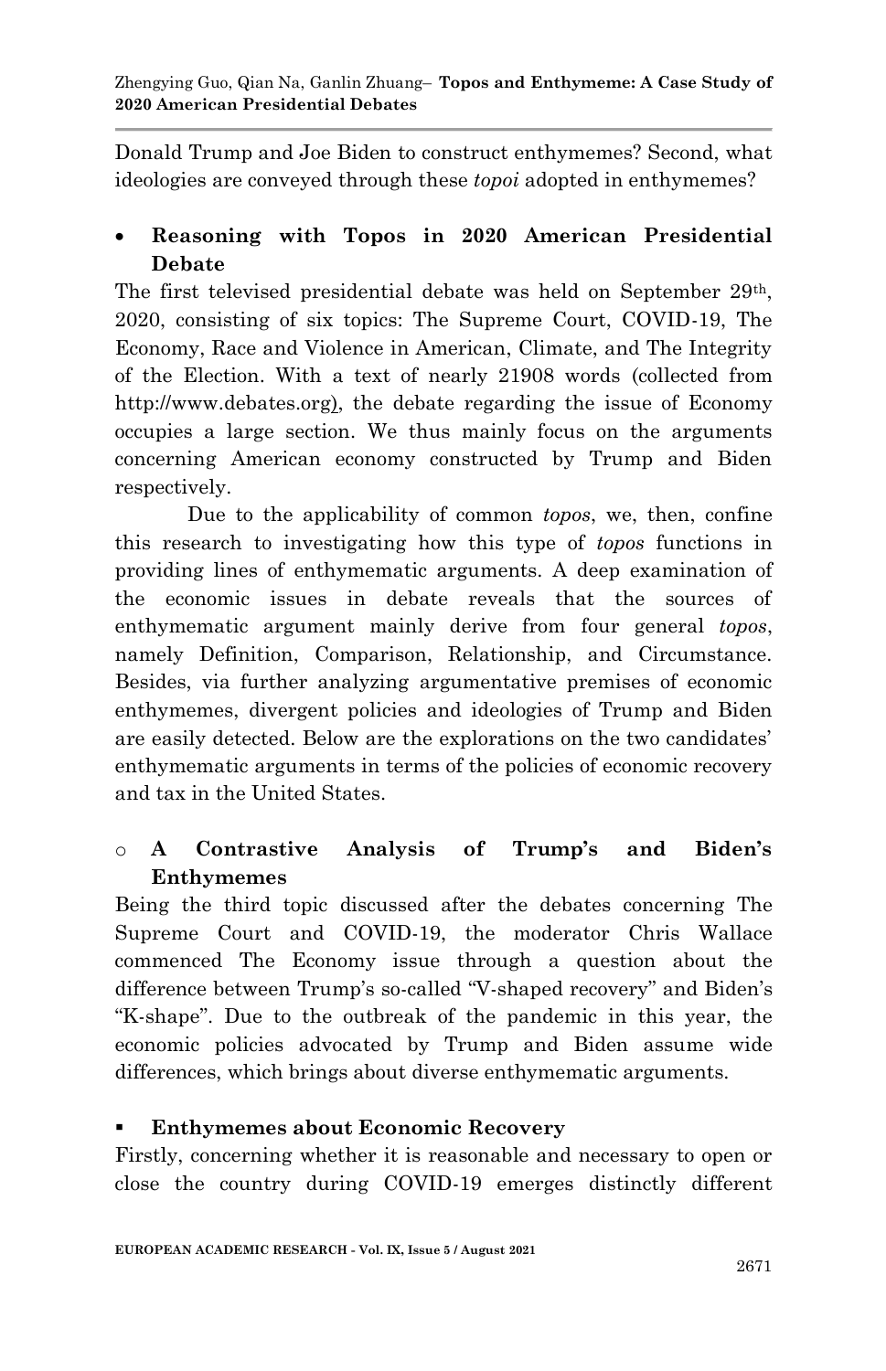Donald Trump and Joe Biden to construct enthymemes? Second, what ideologies are conveyed through these *topoi* adopted in enthymemes?

- **Reasoning with Topos in 2020 American Presidential Debate**

The first televised presidential debate was held on September 29th, 2020, consisting of six topics: The Supreme Court, COVID-19, The Economy, Race and Violence in American, Climate, and The Integrity of the Election. With a text of nearly 21908 words (collected from http://www.debates.org), the debate regarding the issue of Economy occupies a large section. We thus mainly focus on the arguments concerning American economy constructed by Trump and Biden respectively.

Due to the applicability of common *topos*, we, then, confine this research to investigating how this type of *topos* functions in providing lines of enthymematic arguments. A deep examination of the economic issues in debate reveals that the sources of enthymematic argument mainly derive from four general *topos*, namely Definition, Comparison, Relationship, and Circumstance. Besides, via further analyzing argumentative premises of economic enthymemes, divergent policies and ideologies of Trump and Biden are easily detected. Below are the explorations on the two candidates' enthymematic arguments in terms of the policies of economic recovery and tax in the United States.

- **A Contrastive Analysis of Trump's and Biden's Enthymemes**

Being the third topic discussed after the debates concerning The Supreme Court and COVID-19, the moderator Chris Wallace commenced The Economy issue through a question about the difference between Trump's so-called "V-shaped recovery" and Biden's "K-shape". Due to the outbreak of the pandemic in this year, the economic policies advocated by Trump and Biden assume wide differences, which brings about diverse enthymematic arguments.

- **Enthymemes about Economic Recovery**

Firstly, concerning whether it is reasonable and necessary to open or close the country during COVID-19 emerges distinctly different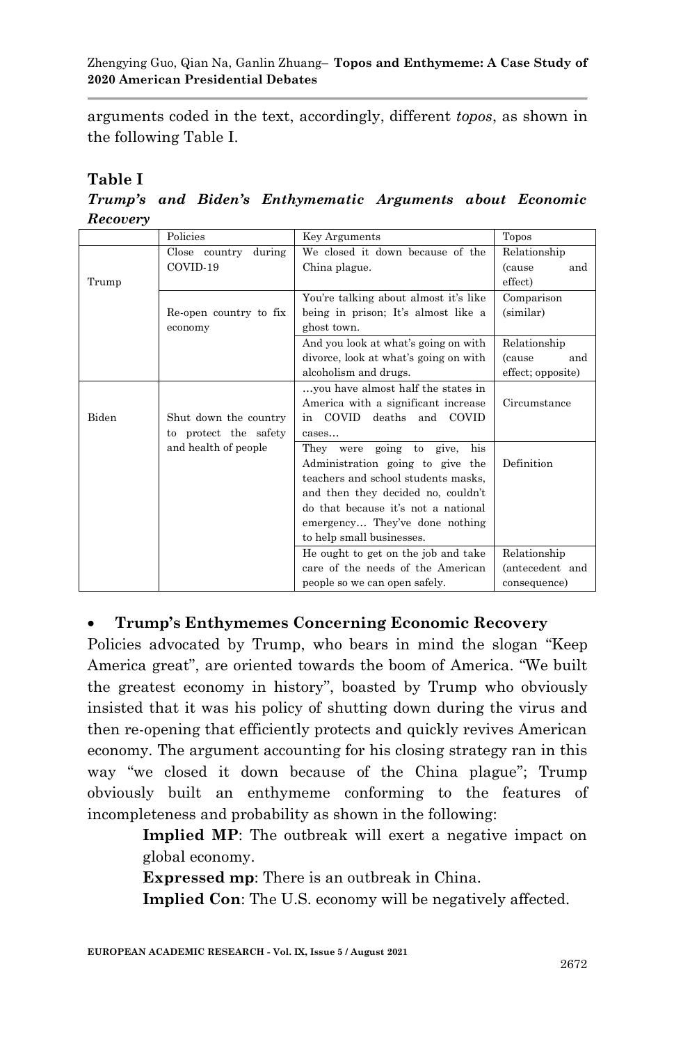arguments coded in the text, accordingly, different *topos*, as shown in the following Table I.

**Table I**

***Trump's and Biden's Enthymematic Arguments about Economic Recovery***

| | Policies | Key Arguments | Topos |
|---|---|---|---|
| Trump | Close country during COVID-19 | We closed it down because of the China plague. | Relationship (cause and effect) |
| | Re-open country to fix economy | You're talking about almost it's like being in prison; It's almost like a ghost town. | Comparison (similar) |
| | | And you look at what's going on with divorce, look at what's going on with alcoholism and drugs. | Relationship (cause and effect; opposite) |
| Biden | Shut down the country to protect the safety and health of people | …you have almost half the states in America with a significant increase in COVID deaths and COVID cases… | Circumstance |
| | | They were going to give, his Administration going to give the teachers and school students masks, and then they decided no, couldn't do that because it's not a national emergency… They've done nothing to help small businesses. | Definition |
| | | He ought to get on the job and take care of the needs of the American people so we can open safely. | Relationship (antecedent and consequence) |

- **Trump's Enthymemes Concerning Economic Recovery**

Policies advocated by Trump, who bears in mind the slogan "Keep America great", are oriented towards the boom of America. "We built the greatest economy in history", boasted by Trump who obviously insisted that it was his policy of shutting down during the virus and then re-opening that efficiently protects and quickly revives American economy. The argument accounting for his closing strategy ran in this way "we closed it down because of the China plague"; Trump obviously built an enthymeme conforming to the features of incompleteness and probability as shown in the following:

> **Implied MP**: The outbreak will exert a negative impact on global economy.
>
> **Expressed mp**: There is an outbreak in China.
>
> **Implied Con**: The U.S. economy will be negatively affected.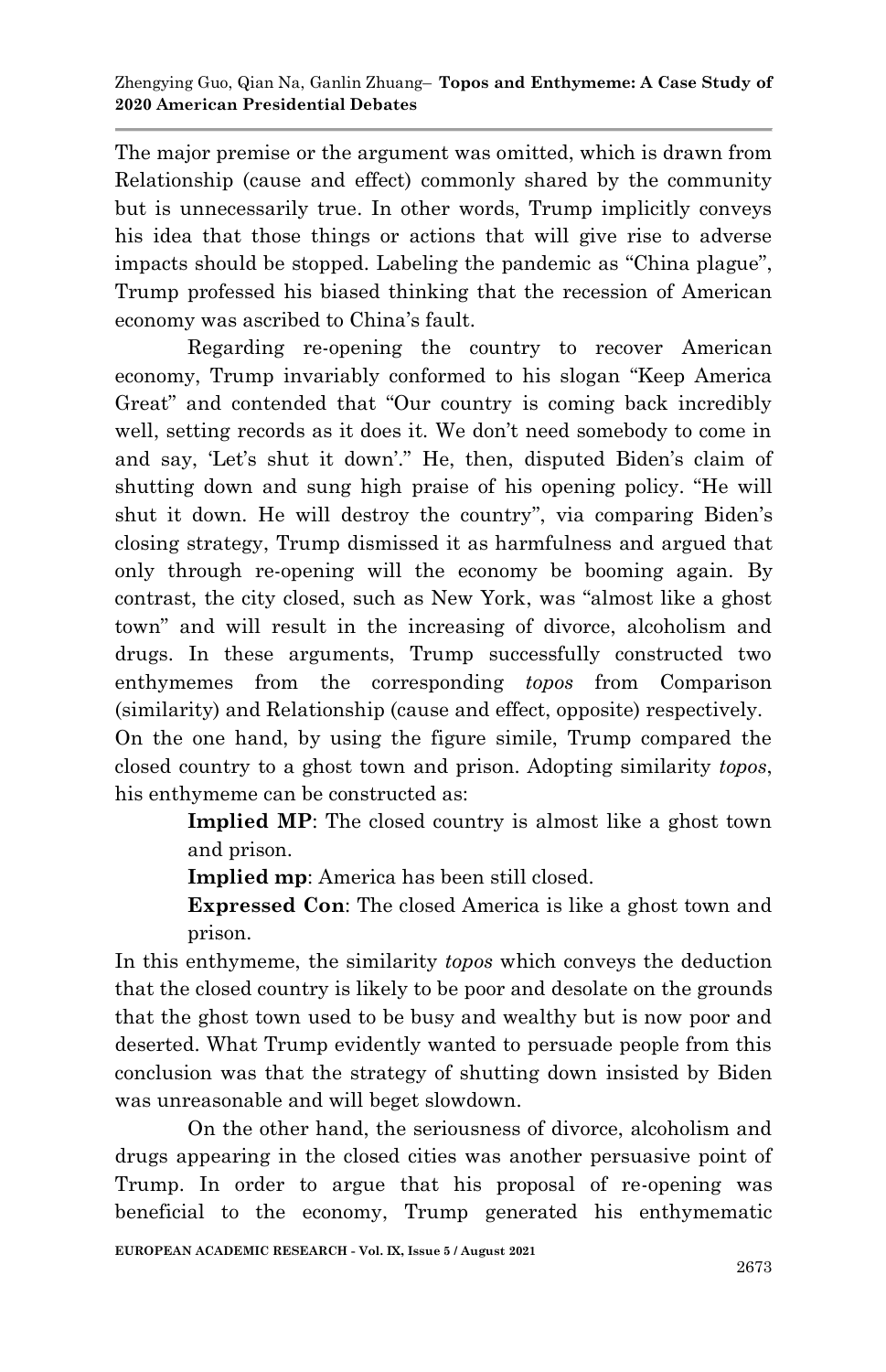The major premise or the argument was omitted, which is drawn from Relationship (cause and effect) commonly shared by the community but is unnecessarily true. In other words, Trump implicitly conveys his idea that those things or actions that will give rise to adverse impacts should be stopped. Labeling the pandemic as "China plague", Trump professed his biased thinking that the recession of American economy was ascribed to China's fault.

Regarding re-opening the country to recover American economy, Trump invariably conformed to his slogan "Keep America Great" and contended that "Our country is coming back incredibly well, setting records as it does it. We don't need somebody to come in and say, 'Let's shut it down'." He, then, disputed Biden's claim of shutting down and sung high praise of his opening policy. "He will shut it down. He will destroy the country", via comparing Biden's closing strategy, Trump dismissed it as harmfulness and argued that only through re-opening will the economy be booming again. By contrast, the city closed, such as New York, was "almost like a ghost town" and will result in the increasing of divorce, alcoholism and drugs. In these arguments, Trump successfully constructed two enthymemes from the corresponding *topos* from Comparison (similarity) and Relationship (cause and effect, opposite) respectively.
On the one hand, by using the figure simile, Trump compared the closed country to a ghost town and prison. Adopting similarity *topos*, his enthymeme can be constructed as:

> **Implied MP**: The closed country is almost like a ghost town and prison.
>
> **Implied mp**: America has been still closed.
>
> **Expressed Con**: The closed America is like a ghost town and prison.

In this enthymeme, the similarity *topos* which conveys the deduction that the closed country is likely to be poor and desolate on the grounds that the ghost town used to be busy and wealthy but is now poor and deserted. What Trump evidently wanted to persuade people from this conclusion was that the strategy of shutting down insisted by Biden was unreasonable and will beget slowdown.

On the other hand, the seriousness of divorce, alcoholism and drugs appearing in the closed cities was another persuasive point of Trump. In order to argue that his proposal of re-opening was beneficial to the economy, Trump generated his enthymematic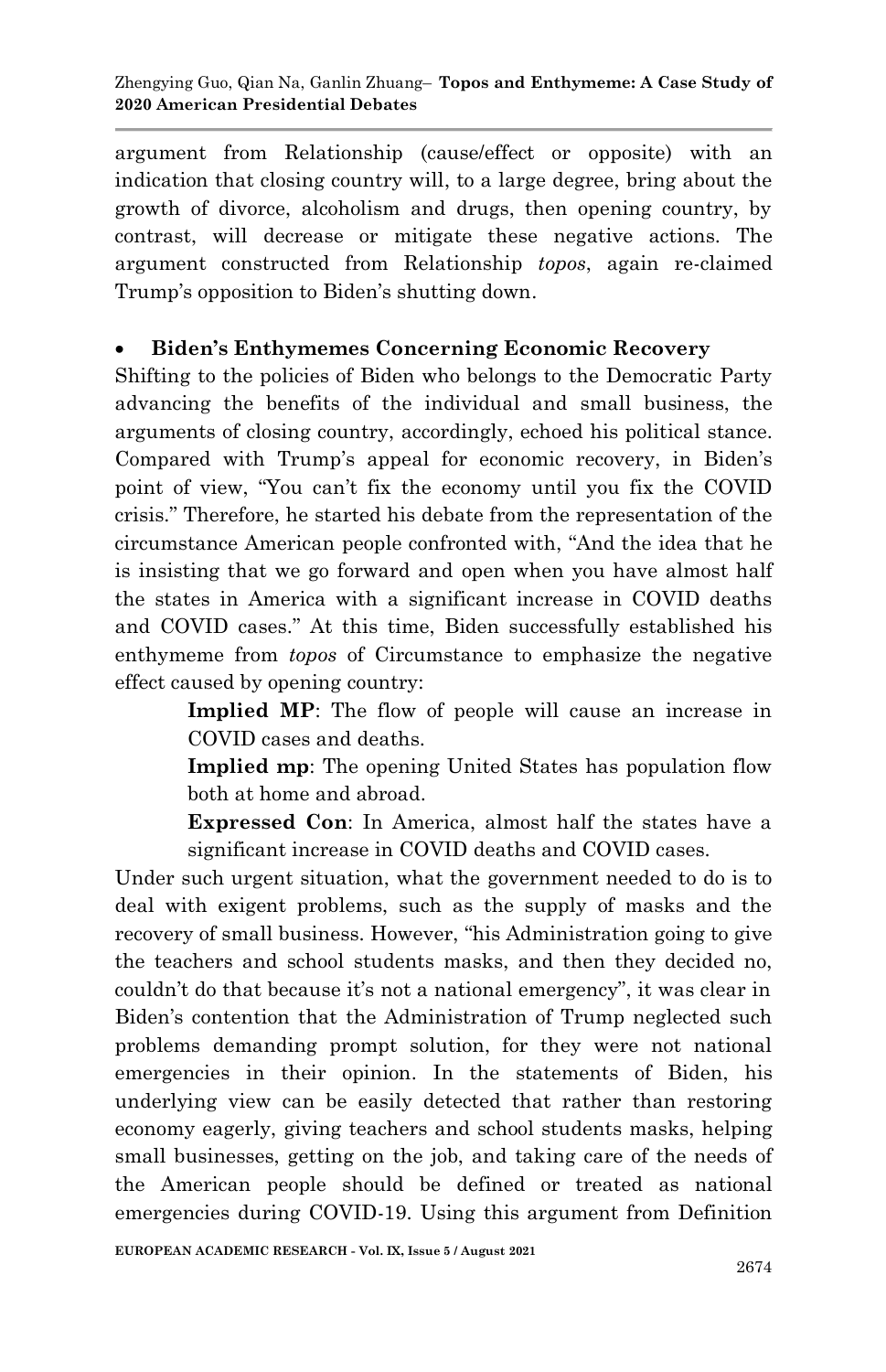argument from Relationship (cause/effect or opposite) with an indication that closing country will, to a large degree, bring about the growth of divorce, alcoholism and drugs, then opening country, by contrast, will decrease or mitigate these negative actions. The argument constructed from Relationship *topos*, again re-claimed Trump's opposition to Biden's shutting down.

- **Biden's Enthymemes Concerning Economic Recovery**

Shifting to the policies of Biden who belongs to the Democratic Party advancing the benefits of the individual and small business, the arguments of closing country, accordingly, echoed his political stance. Compared with Trump's appeal for economic recovery, in Biden's point of view, "You can't fix the economy until you fix the COVID crisis." Therefore, he started his debate from the representation of the circumstance American people confronted with, "And the idea that he is insisting that we go forward and open when you have almost half the states in America with a significant increase in COVID deaths and COVID cases." At this time, Biden successfully established his enthymeme from *topos* of Circumstance to emphasize the negative effect caused by opening country:

> **Implied MP**: The flow of people will cause an increase in COVID cases and deaths.
>
> **Implied mp**: The opening United States has population flow both at home and abroad.
>
> **Expressed Con**: In America, almost half the states have a significant increase in COVID deaths and COVID cases.

Under such urgent situation, what the government needed to do is to deal with exigent problems, such as the supply of masks and the recovery of small business. However, "his Administration going to give the teachers and school students masks, and then they decided no, couldn't do that because it's not a national emergency", it was clear in Biden's contention that the Administration of Trump neglected such problems demanding prompt solution, for they were not national emergencies in their opinion. In the statements of Biden, his underlying view can be easily detected that rather than restoring economy eagerly, giving teachers and school students masks, helping small businesses, getting on the job, and taking care of the needs of the American people should be defined or treated as national emergencies during COVID-19. Using this argument from Definition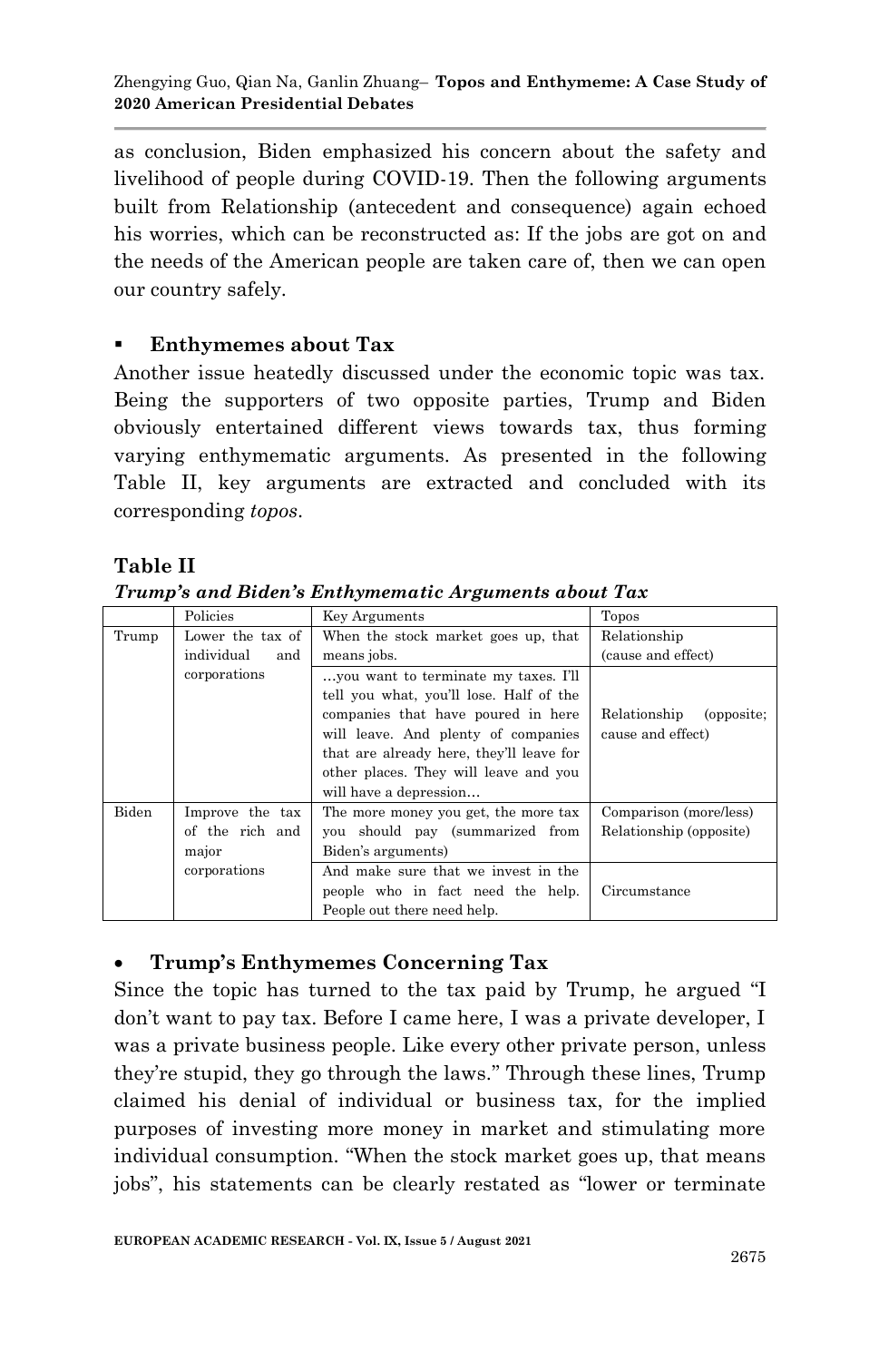as conclusion, Biden emphasized his concern about the safety and livelihood of people during COVID-19. Then the following arguments built from Relationship (antecedent and consequence) again echoed his worries, which can be reconstructed as: If the jobs are got on and the needs of the American people are taken care of, then we can open our country safely.

- **Enthymemes about Tax**

Another issue heatedly discussed under the economic topic was tax. Being the supporters of two opposite parties, Trump and Biden obviously entertained different views towards tax, thus forming varying enthymematic arguments. As presented in the following Table II, key arguments are extracted and concluded with its corresponding *topos*.

**Table II**
***Trump's and Biden's Enthymematic Arguments about Tax***

| | Policies | Key Arguments | Topos |
|---|---|---|---|
| Trump | Lower the tax of individual and corporations | When the stock market goes up, that means jobs. | Relationship (cause and effect) |
| | | …you want to terminate my taxes. I'll tell you what, you'll lose. Half of the companies that have poured in here will leave. And plenty of companies that are already here, they'll leave for other places. They will leave and you will have a depression… | Relationship (opposite; cause and effect) |
| Biden | Improve the tax of the rich and major corporations | The more money you get, the more tax you should pay (summarized from Biden's arguments) | Comparison (more/less) Relationship (opposite) |
| | | And make sure that we invest in the people who in fact need the help. People out there need help. | Circumstance |

- **Trump's Enthymemes Concerning Tax**

Since the topic has turned to the tax paid by Trump, he argued "I don't want to pay tax. Before I came here, I was a private developer, I was a private business people. Like every other private person, unless they're stupid, they go through the laws." Through these lines, Trump claimed his denial of individual or business tax, for the implied purposes of investing more money in market and stimulating more individual consumption. "When the stock market goes up, that means jobs", his statements can be clearly restated as "lower or terminate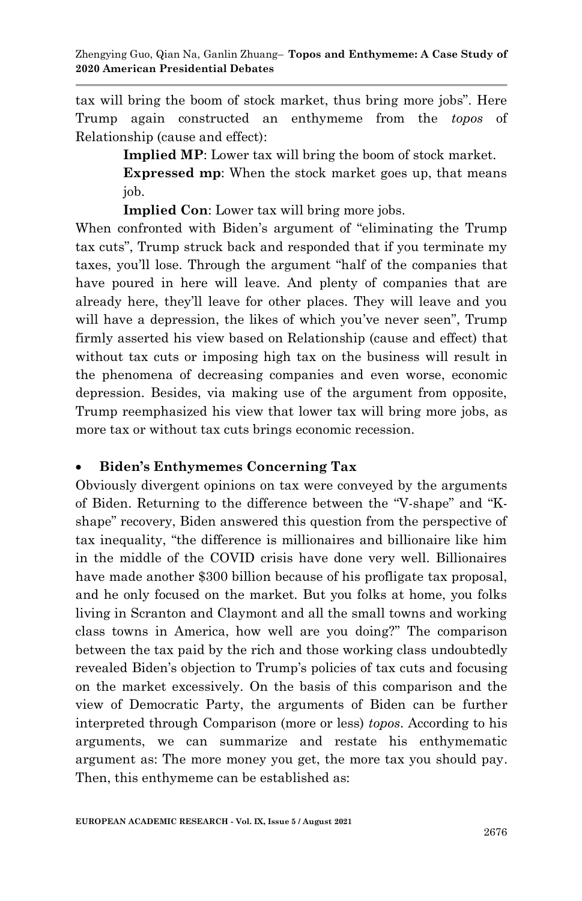tax will bring the boom of stock market, thus bring more jobs". Here Trump again constructed an enthymeme from the *topos* of Relationship (cause and effect):

> **Implied MP**: Lower tax will bring the boom of stock market.
>
> **Expressed mp**: When the stock market goes up, that means job.
>
> **Implied Con**: Lower tax will bring more jobs.

When confronted with Biden's argument of "eliminating the Trump tax cuts", Trump struck back and responded that if you terminate my taxes, you'll lose. Through the argument "half of the companies that have poured in here will leave. And plenty of companies that are already here, they'll leave for other places. They will leave and you will have a depression, the likes of which you've never seen", Trump firmly asserted his view based on Relationship (cause and effect) that without tax cuts or imposing high tax on the business will result in the phenomena of decreasing companies and even worse, economic depression. Besides, via making use of the argument from opposite, Trump reemphasized his view that lower tax will bring more jobs, as more tax or without tax cuts brings economic recession.

- **Biden's Enthymemes Concerning Tax**

Obviously divergent opinions on tax were conveyed by the arguments of Biden. Returning to the difference between the "V-shape" and "K-shape" recovery, Biden answered this question from the perspective of tax inequality, "the difference is millionaires and billionaire like him in the middle of the COVID crisis have done very well. Billionaires have made another $300 billion because of his profligate tax proposal, and he only focused on the market. But you folks at home, you folks living in Scranton and Claymont and all the small towns and working class towns in America, how well are you doing?" The comparison between the tax paid by the rich and those working class undoubtedly revealed Biden's objection to Trump's policies of tax cuts and focusing on the market excessively. On the basis of this comparison and the view of Democratic Party, the arguments of Biden can be further interpreted through Comparison (more or less) *topos*. According to his arguments, we can summarize and restate his enthymematic argument as: The more money you get, the more tax you should pay. Then, this enthymeme can be established as: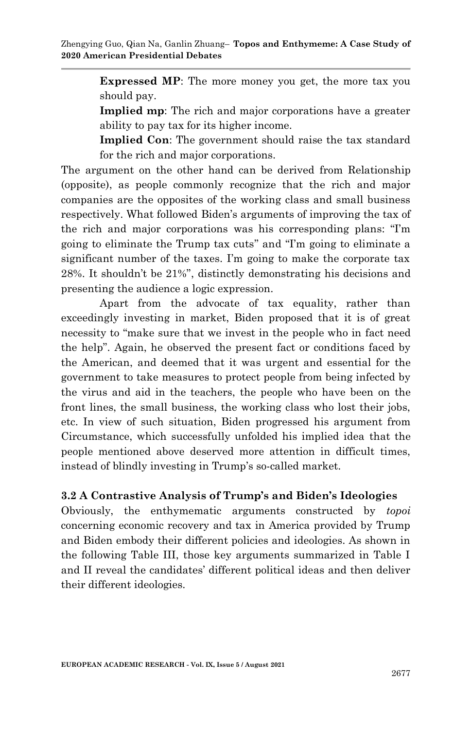**Expressed MP**: The more money you get, the more tax you should pay.

**Implied mp**: The rich and major corporations have a greater ability to pay tax for its higher income.

**Implied Con**: The government should raise the tax standard for the rich and major corporations.

The argument on the other hand can be derived from Relationship (opposite), as people commonly recognize that the rich and major companies are the opposites of the working class and small business respectively. What followed Biden's arguments of improving the tax of the rich and major corporations was his corresponding plans: "I'm going to eliminate the Trump tax cuts" and "I'm going to eliminate a significant number of the taxes. I'm going to make the corporate tax 28%. It shouldn't be 21%", distinctly demonstrating his decisions and presenting the audience a logic expression.

Apart from the advocate of tax equality, rather than exceedingly investing in market, Biden proposed that it is of great necessity to "make sure that we invest in the people who in fact need the help". Again, he observed the present fact or conditions faced by the American, and deemed that it was urgent and essential for the government to take measures to protect people from being infected by the virus and aid in the teachers, the people who have been on the front lines, the small business, the working class who lost their jobs, etc. In view of such situation, Biden progressed his argument from Circumstance, which successfully unfolded his implied idea that the people mentioned above deserved more attention in difficult times, instead of blindly investing in Trump's so-called market.

### 3.2 A Contrastive Analysis of Trump's and Biden's Ideologies

Obviously, the enthymematic arguments constructed by *topoi* concerning economic recovery and tax in America provided by Trump and Biden embody their different policies and ideologies. As shown in the following Table III, those key arguments summarized in Table I and II reveal the candidates' different political ideas and then deliver their different ideologies.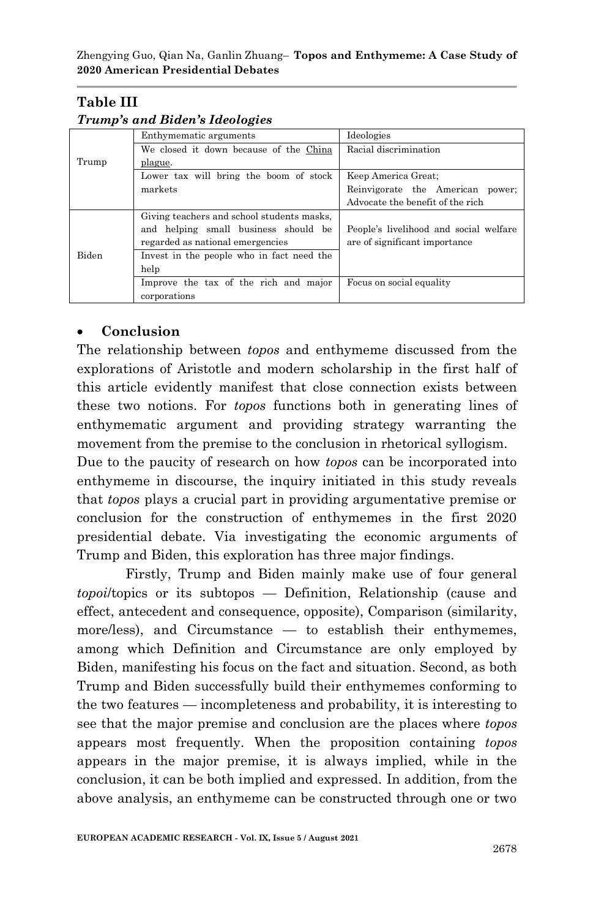**Table III**

***Trump's and Biden's Ideologies***

| | Enthymematic arguments | Ideologies |
|---|---|---|
| Trump | We closed it down because of the <u>China plague</u>. | Racial discrimination |
| | Lower tax will bring the boom of stock markets | Keep America Great; Reinvigorate the American power; Advocate the benefit of the rich |
| Biden | Giving teachers and school students masks, and helping small business should be regarded as national emergencies | People's livelihood and social welfare are of significant importance |
| | Invest in the people who in fact need the help | |
| | Improve the tax of the rich and major corporations | Focus on social equality |

- **Conclusion**

The relationship between *topos* and enthymeme discussed from the explorations of Aristotle and modern scholarship in the first half of this article evidently manifest that close connection exists between these two notions. For *topos* functions both in generating lines of enthymematic argument and providing strategy warranting the movement from the premise to the conclusion in rhetorical syllogism.

Due to the paucity of research on how *topos* can be incorporated into enthymeme in discourse, the inquiry initiated in this study reveals that *topos* plays a crucial part in providing argumentative premise or conclusion for the construction of enthymemes in the first 2020 presidential debate. Via investigating the economic arguments of Trump and Biden, this exploration has three major findings.

Firstly, Trump and Biden mainly make use of four general *topoi*/topics or its subtopos — Definition, Relationship (cause and effect, antecedent and consequence, opposite), Comparison (similarity, more/less), and Circumstance — to establish their enthymemes, among which Definition and Circumstance are only employed by Biden, manifesting his focus on the fact and situation. Second, as both Trump and Biden successfully build their enthymemes conforming to the two features — incompleteness and probability, it is interesting to see that the major premise and conclusion are the places where *topos* appears most frequently. When the proposition containing *topos* appears in the major premise, it is always implied, while in the conclusion, it can be both implied and expressed. In addition, from the above analysis, an enthymeme can be constructed through one or two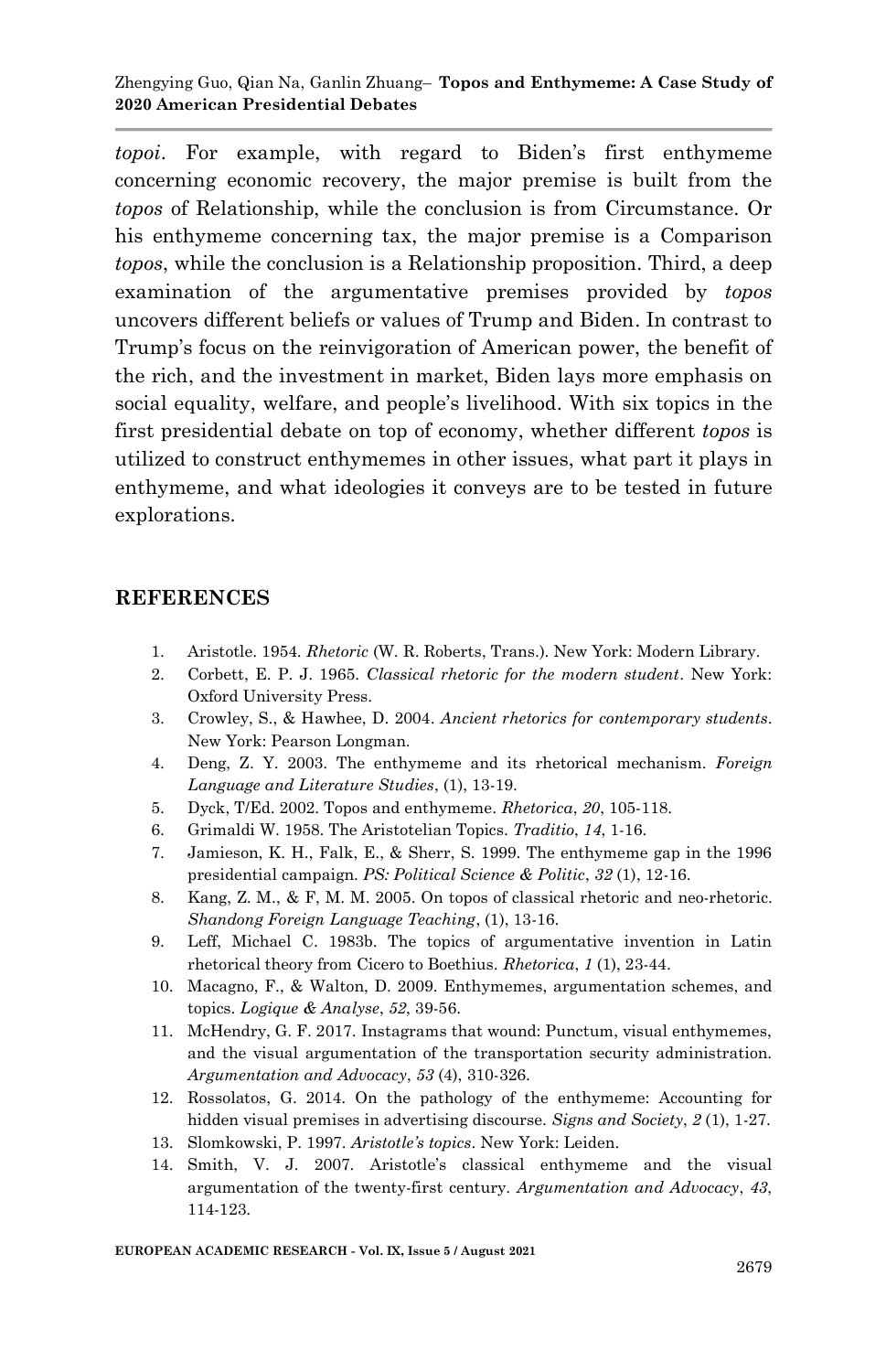*topoi*. For example, with regard to Biden's first enthymeme concerning economic recovery, the major premise is built from the *topos* of Relationship, while the conclusion is from Circumstance. Or his enthymeme concerning tax, the major premise is a Comparison *topos*, while the conclusion is a Relationship proposition. Third, a deep examination of the argumentative premises provided by *topos* uncovers different beliefs or values of Trump and Biden. In contrast to Trump's focus on the reinvigoration of American power, the benefit of the rich, and the investment in market, Biden lays more emphasis on social equality, welfare, and people's livelihood. With six topics in the first presidential debate on top of economy, whether different *topos* is utilized to construct enthymemes in other issues, what part it plays in enthymeme, and what ideologies it conveys are to be tested in future explorations.

## REFERENCES

1. Aristotle. 1954. *Rhetoric* (W. R. Roberts, Trans.). New York: Modern Library.
2. Corbett, E. P. J. 1965. *Classical rhetoric for the modern student*. New York: Oxford University Press.
3. Crowley, S., & Hawhee, D. 2004. *Ancient rhetorics for contemporary students*. New York: Pearson Longman.
4. Deng, Z. Y. 2003. The enthymeme and its rhetorical mechanism. *Foreign Language and Literature Studies*, (1), 13-19.
5. Dyck, T/Ed. 2002. Topos and enthymeme. *Rhetorica*, *20*, 105-118.
6. Grimaldi W. 1958. The Aristotelian Topics. *Traditio*, *14*, 1-16.
7. Jamieson, K. H., Falk, E., & Sherr, S. 1999. The enthymeme gap in the 1996 presidential campaign. *PS: Political Science & Politic*, *32* (1), 12-16.
8. Kang, Z. M., & F, M. M. 2005. On topos of classical rhetoric and neo-rhetoric. *Shandong Foreign Language Teaching*, (1), 13-16.
9. Leff, Michael C. 1983b. The topics of argumentative invention in Latin rhetorical theory from Cicero to Boethius. *Rhetorica*, *1* (1), 23-44.
10. Macagno, F., & Walton, D. 2009. Enthymemes, argumentation schemes, and topics. *Logique & Analyse*, *52*, 39-56.
11. McHendry, G. F. 2017. Instagrams that wound: Punctum, visual enthymemes, and the visual argumentation of the transportation security administration. *Argumentation and Advocacy*, *53* (4), 310-326.
12. Rossolatos, G. 2014. On the pathology of the enthymeme: Accounting for hidden visual premises in advertising discourse. *Signs and Society*, *2* (1), 1-27.
13. Slomkowski, P. 1997. *Aristotle's topics*. New York: Leiden.
14. Smith, V. J. 2007. Aristotle's classical enthymeme and the visual argumentation of the twenty-first century. *Argumentation and Advocacy*, *43*, 114-123.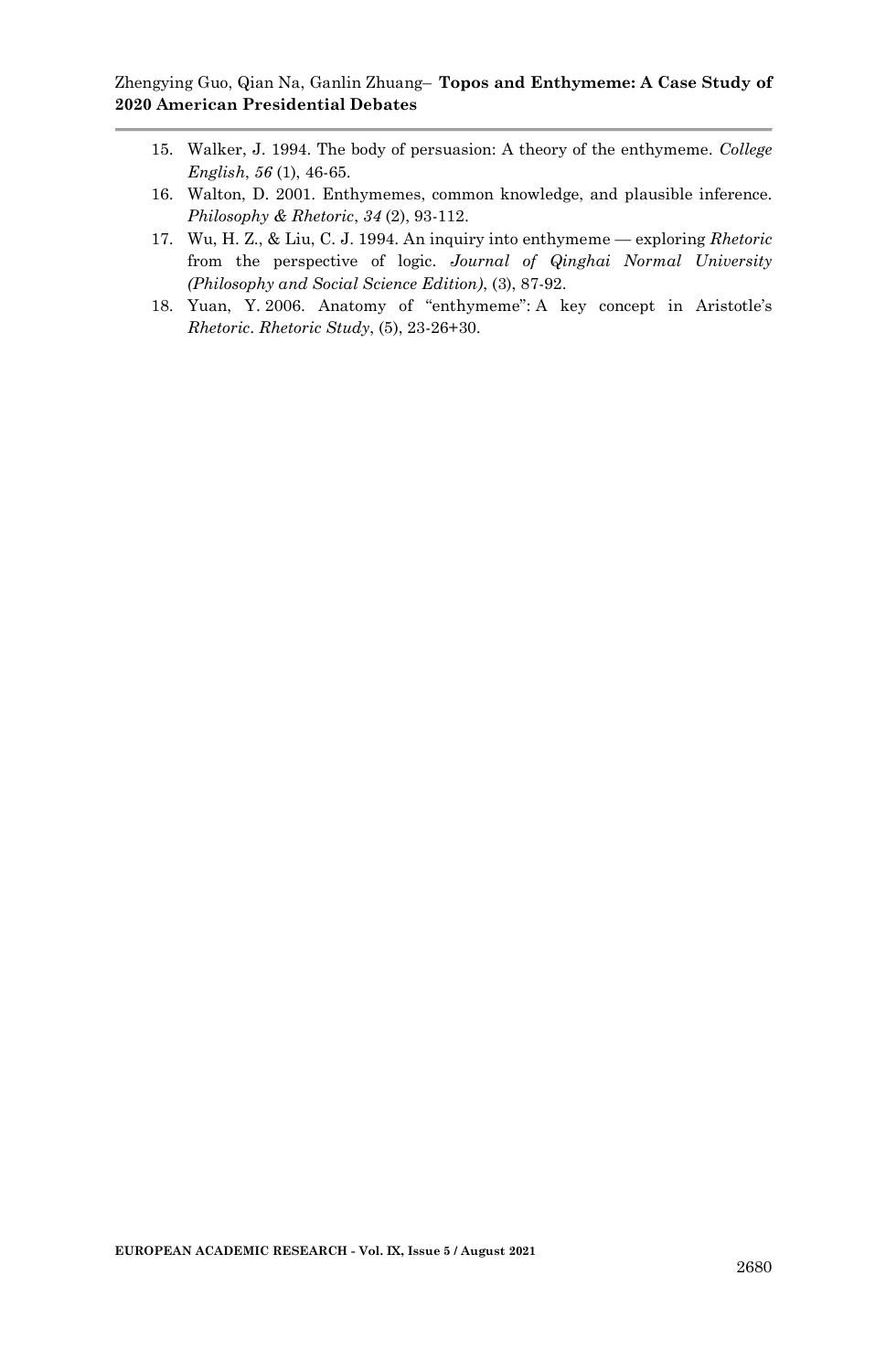15. Walker, J. 1994. The body of persuasion: A theory of the enthymeme. *College English*, *56* (1), 46-65.
16. Walton, D. 2001. Enthymemes, common knowledge, and plausible inference. *Philosophy & Rhetoric*, *34* (2), 93-112.
17. Wu, H. Z., & Liu, C. J. 1994. An inquiry into enthymeme — exploring *Rhetoric* from the perspective of logic. *Journal of Qinghai Normal University (Philosophy and Social Science Edition)*, (3), 87-92.
18. Yuan, Y. 2006. Anatomy of "enthymeme": A key concept in Aristotle's *Rhetoric*. *Rhetoric Study*, (5), 23-26+30.